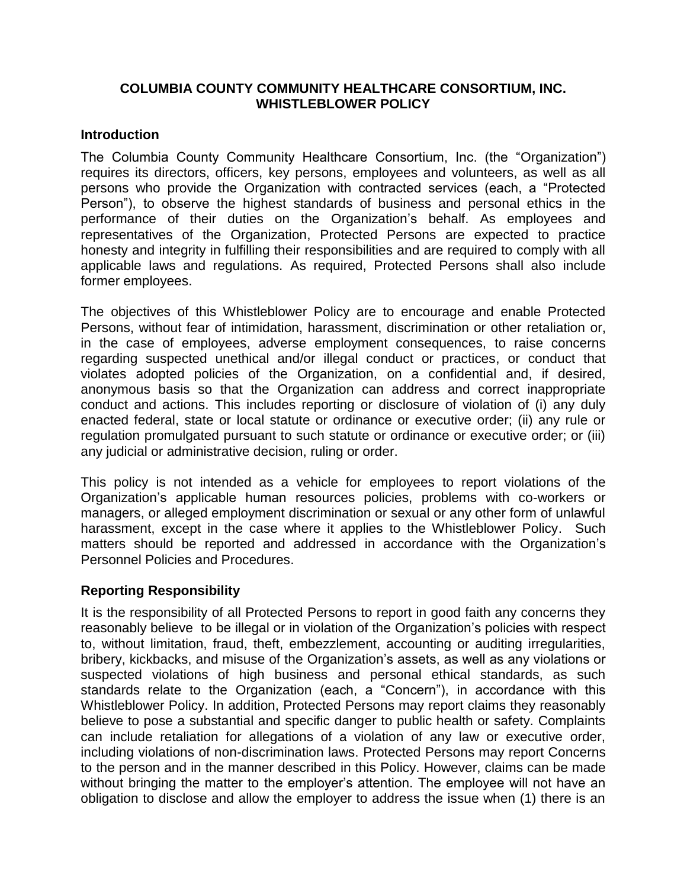# COLUMBIA COUNTY COMMUNITY HEALTHCARE CONSORTIUM, INC.
# WHISTLEBLOWER POLICY

## Introduction

The Columbia County Community Healthcare Consortium, Inc. (the "Organization") requires its directors, officers, key persons, employees and volunteers, as well as all persons who provide the Organization with contracted services (each, a "Protected Person"), to observe the highest standards of business and personal ethics in the performance of their duties on the Organization's behalf. As employees and representatives of the Organization, Protected Persons are expected to practice honesty and integrity in fulfilling their responsibilities and are required to comply with all applicable laws and regulations. As required, Protected Persons shall also include former employees.

The objectives of this Whistleblower Policy are to encourage and enable Protected Persons, without fear of intimidation, harassment, discrimination or other retaliation or, in the case of employees, adverse employment consequences, to raise concerns regarding suspected unethical and/or illegal conduct or practices, or conduct that violates adopted policies of the Organization, on a confidential and, if desired, anonymous basis so that the Organization can address and correct inappropriate conduct and actions. This includes reporting or disclosure of violation of (i) any duly enacted federal, state or local statute or ordinance or executive order; (ii) any rule or regulation promulgated pursuant to such statute or ordinance or executive order; or (iii) any judicial or administrative decision, ruling or order.

This policy is not intended as a vehicle for employees to report violations of the Organization's applicable human resources policies, problems with co-workers or managers, or alleged employment discrimination or sexual or any other form of unlawful harassment, except in the case where it applies to the Whistleblower Policy. Such matters should be reported and addressed in accordance with the Organization's Personnel Policies and Procedures.

## Reporting Responsibility

It is the responsibility of all Protected Persons to report in good faith any concerns they reasonably believe to be illegal or in violation of the Organization's policies with respect to, without limitation, fraud, theft, embezzlement, accounting or auditing irregularities, bribery, kickbacks, and misuse of the Organization's assets, as well as any violations or suspected violations of high business and personal ethical standards, as such standards relate to the Organization (each, a "Concern"), in accordance with this Whistleblower Policy. In addition, Protected Persons may report claims they reasonably believe to pose a substantial and specific danger to public health or safety. Complaints can include retaliation for allegations of a violation of any law or executive order, including violations of non-discrimination laws. Protected Persons may report Concerns to the person and in the manner described in this Policy. However, claims can be made without bringing the matter to the employer's attention. The employee will not have an obligation to disclose and allow the employer to address the issue when (1) there is an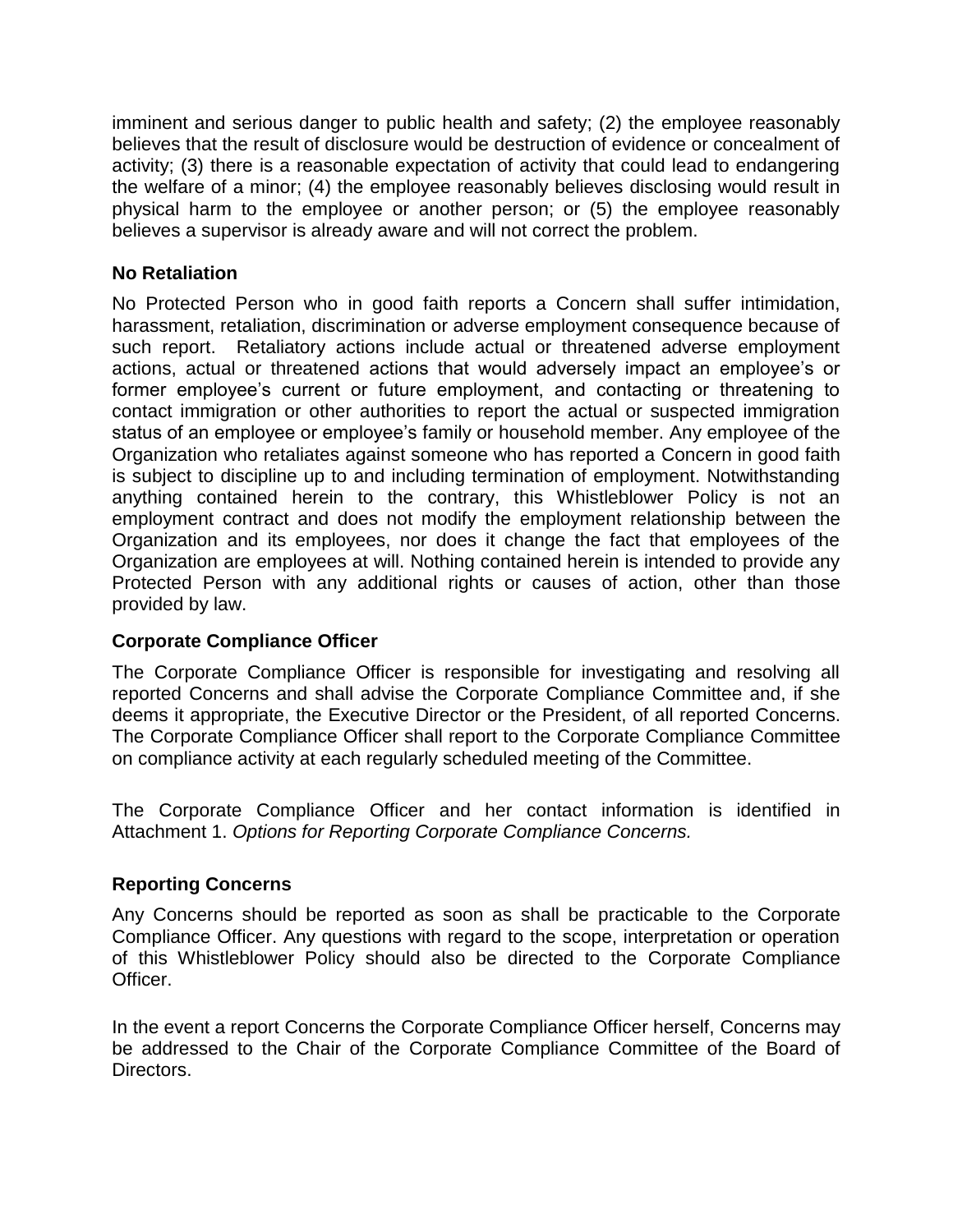imminent and serious danger to public health and safety; (2) the employee reasonably believes that the result of disclosure would be destruction of evidence or concealment of activity; (3) there is a reasonable expectation of activity that could lead to endangering the welfare of a minor; (4) the employee reasonably believes disclosing would result in physical harm to the employee or another person; or (5) the employee reasonably believes a supervisor is already aware and will not correct the problem.

### No Retaliation

No Protected Person who in good faith reports a Concern shall suffer intimidation, harassment, retaliation, discrimination or adverse employment consequence because of such report. Retaliatory actions include actual or threatened adverse employment actions, actual or threatened actions that would adversely impact an employee's or former employee's current or future employment, and contacting or threatening to contact immigration or other authorities to report the actual or suspected immigration status of an employee or employee's family or household member. Any employee of the Organization who retaliates against someone who has reported a Concern in good faith is subject to discipline up to and including termination of employment. Notwithstanding anything contained herein to the contrary, this Whistleblower Policy is not an employment contract and does not modify the employment relationship between the Organization and its employees, nor does it change the fact that employees of the Organization are employees at will. Nothing contained herein is intended to provide any Protected Person with any additional rights or causes of action, other than those provided by law.

### Corporate Compliance Officer

The Corporate Compliance Officer is responsible for investigating and resolving all reported Concerns and shall advise the Corporate Compliance Committee and, if she deems it appropriate, the Executive Director or the President, of all reported Concerns. The Corporate Compliance Officer shall report to the Corporate Compliance Committee on compliance activity at each regularly scheduled meeting of the Committee.

The Corporate Compliance Officer and her contact information is identified in Attachment 1. *Options for Reporting Corporate Compliance Concerns.*

### Reporting Concerns

Any Concerns should be reported as soon as shall be practicable to the Corporate Compliance Officer. Any questions with regard to the scope, interpretation or operation of this Whistleblower Policy should also be directed to the Corporate Compliance Officer.

In the event a report Concerns the Corporate Compliance Officer herself, Concerns may be addressed to the Chair of the Corporate Compliance Committee of the Board of Directors.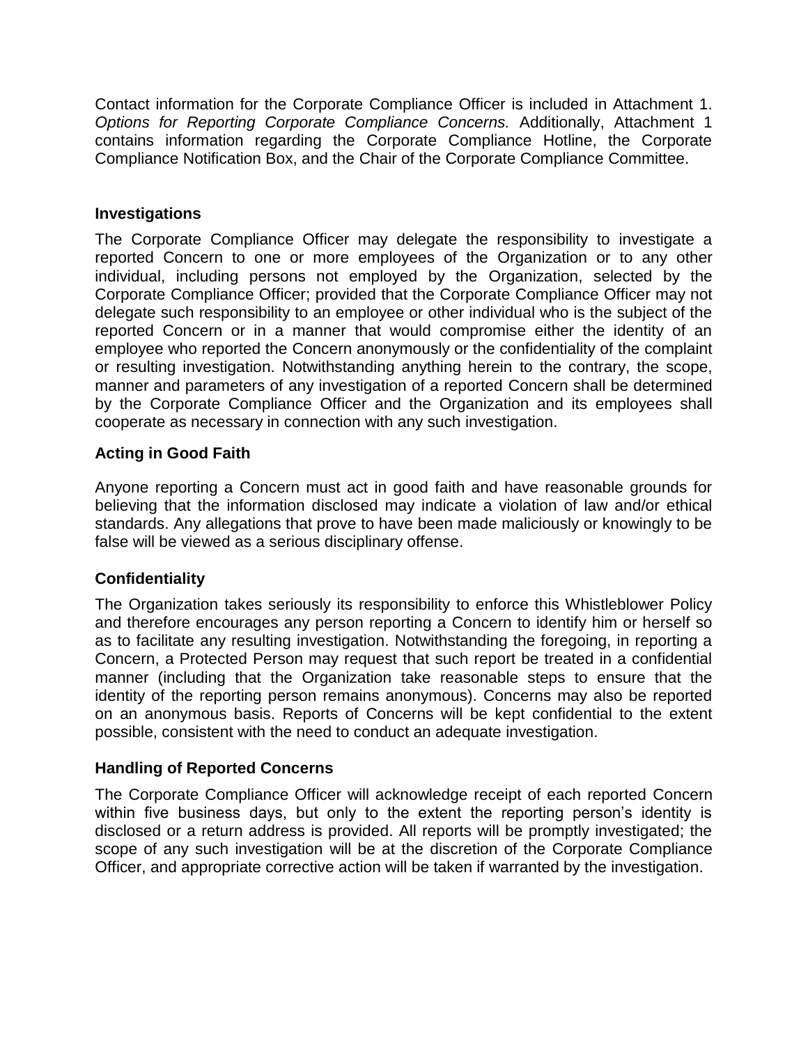Contact information for the Corporate Compliance Officer is included in Attachment 1. *Options for Reporting Corporate Compliance Concerns.* Additionally, Attachment 1 contains information regarding the Corporate Compliance Hotline, the Corporate Compliance Notification Box, and the Chair of the Corporate Compliance Committee.

**Investigations**

The Corporate Compliance Officer may delegate the responsibility to investigate a reported Concern to one or more employees of the Organization or to any other individual, including persons not employed by the Organization, selected by the Corporate Compliance Officer; provided that the Corporate Compliance Officer may not delegate such responsibility to an employee or other individual who is the subject of the reported Concern or in a manner that would compromise either the identity of an employee who reported the Concern anonymously or the confidentiality of the complaint or resulting investigation. Notwithstanding anything herein to the contrary, the scope, manner and parameters of any investigation of a reported Concern shall be determined by the Corporate Compliance Officer and the Organization and its employees shall cooperate as necessary in connection with any such investigation.

**Acting in Good Faith**

Anyone reporting a Concern must act in good faith and have reasonable grounds for believing that the information disclosed may indicate a violation of law and/or ethical standards. Any allegations that prove to have been made maliciously or knowingly to be false will be viewed as a serious disciplinary offense.

**Confidentiality**

The Organization takes seriously its responsibility to enforce this Whistleblower Policy and therefore encourages any person reporting a Concern to identify him or herself so as to facilitate any resulting investigation. Notwithstanding the foregoing, in reporting a Concern, a Protected Person may request that such report be treated in a confidential manner (including that the Organization take reasonable steps to ensure that the identity of the reporting person remains anonymous). Concerns may also be reported on an anonymous basis. Reports of Concerns will be kept confidential to the extent possible, consistent with the need to conduct an adequate investigation.

**Handling of Reported Concerns**

The Corporate Compliance Officer will acknowledge receipt of each reported Concern within five business days, but only to the extent the reporting person's identity is disclosed or a return address is provided. All reports will be promptly investigated; the scope of any such investigation will be at the discretion of the Corporate Compliance Officer, and appropriate corrective action will be taken if warranted by the investigation.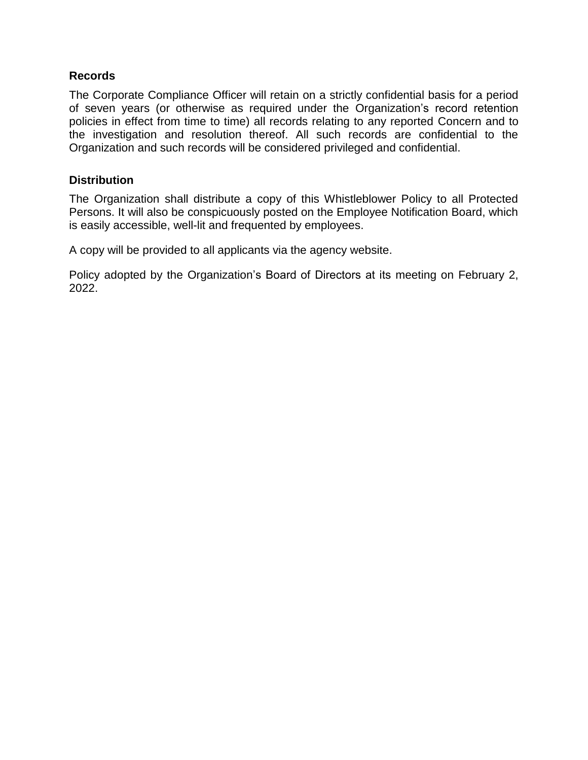**Records**

The Corporate Compliance Officer will retain on a strictly confidential basis for a period of seven years (or otherwise as required under the Organization's record retention policies in effect from time to time) all records relating to any reported Concern and to the investigation and resolution thereof. All such records are confidential to the Organization and such records will be considered privileged and confidential.

**Distribution**

The Organization shall distribute a copy of this Whistleblower Policy to all Protected Persons. It will also be conspicuously posted on the Employee Notification Board, which is easily accessible, well-lit and frequented by employees.

A copy will be provided to all applicants via the agency website.

Policy adopted by the Organization's Board of Directors at its meeting on February 2, 2022.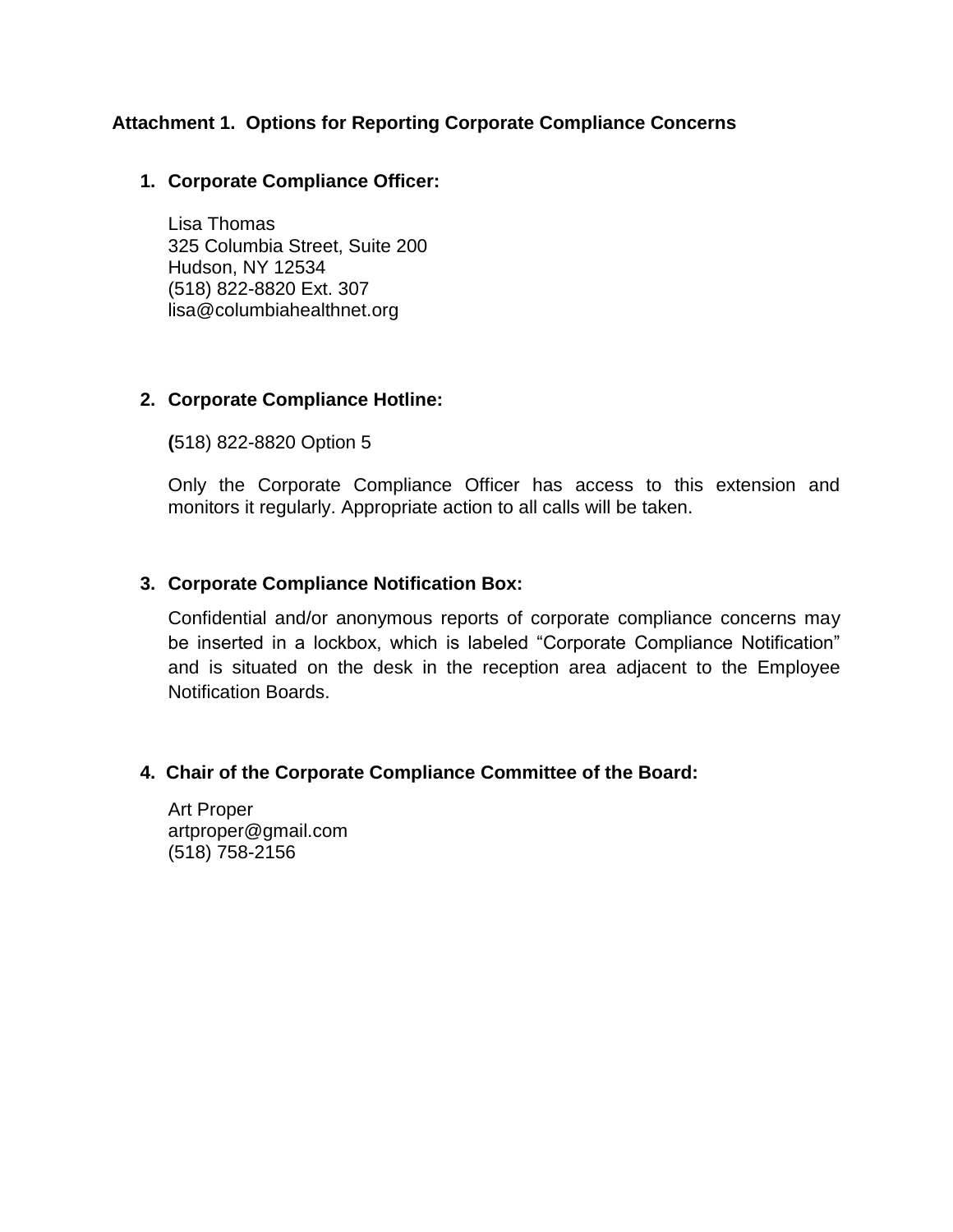**Attachment 1. Options for Reporting Corporate Compliance Concerns**

1. **Corporate Compliance Officer:**

   Lisa Thomas
   325 Columbia Street, Suite 200
   Hudson, NY 12534
   (518) 822-8820 Ext. 307
   lisa@columbiahealthnet.org

2. **Corporate Compliance Hotline:**

   **(**518) 822-8820 Option 5

   Only the Corporate Compliance Officer has access to this extension and monitors it regularly. Appropriate action to all calls will be taken.

3. **Corporate Compliance Notification Box:**

   Confidential and/or anonymous reports of corporate compliance concerns may be inserted in a lockbox, which is labeled "Corporate Compliance Notification" and is situated on the desk in the reception area adjacent to the Employee Notification Boards.

4. **Chair of the Corporate Compliance Committee of the Board:**

   Art Proper
   artproper@gmail.com
   (518) 758-2156